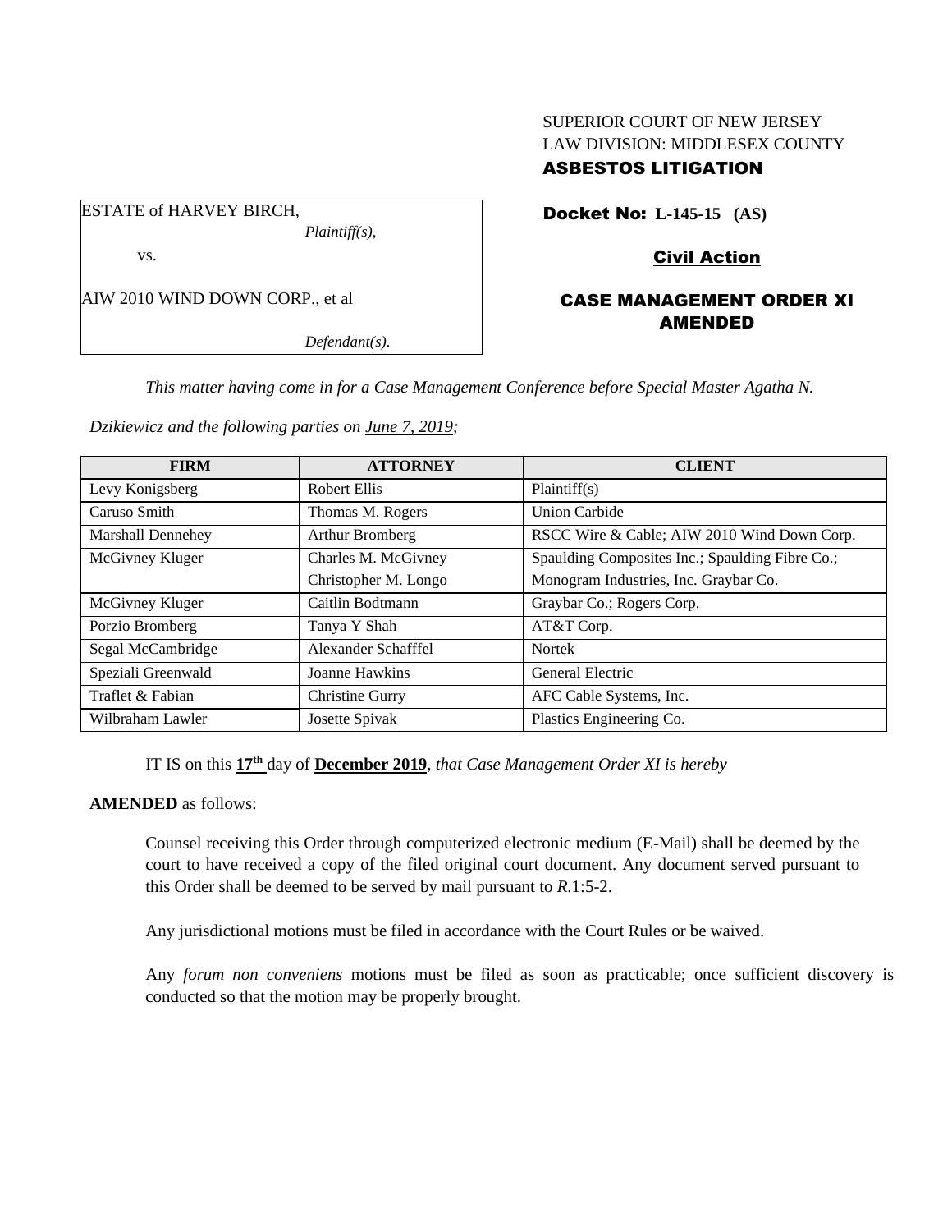SUPERIOR COURT OF NEW JERSEY
LAW DIVISION: MIDDLESEX COUNTY
**ASBESTOS LITIGATION**

ESTATE of HARVEY BIRCH,
*Plaintiff(s),*

vs.

AIW 2010 WIND DOWN CORP., et al

*Defendant(s).*

**Docket No: L-145-15 (AS)**

**Civil Action**

**CASE MANAGEMENT ORDER XI AMENDED**

*This matter having come in for a Case Management Conference before Special Master Agatha N. Dzikiewicz and the following parties on June 7, 2019;*

| FIRM | ATTORNEY | CLIENT |
|---|---|---|
| Levy Konigsberg | Robert Ellis | Plaintiff(s) |
| Caruso Smith | Thomas M. Rogers | Union Carbide |
| Marshall Dennehey | Arthur Bromberg | RSCC Wire & Cable; AIW 2010 Wind Down Corp. |
| McGivney Kluger | Charles M. McGivney<br>Christopher M. Longo | Spaulding Composites Inc.; Spaulding Fibre Co.;<br>Monogram Industries, Inc. Graybar Co. |
| McGivney Kluger | Caitlin Bodtmann | Graybar Co.; Rogers Corp. |
| Porzio Bromberg | Tanya Y Shah | AT&T Corp. |
| Segal McCambridge | Alexander Schafffel | Nortek |
| Speziali Greenwald | Joanne Hawkins | General Electric |
| Traflet & Fabian | Christine Gurry | AFC Cable Systems, Inc. |
| Wilbraham Lawler | Josette Spivak | Plastics Engineering Co. |

IT IS on this **17th** day of **December 2019**, *that Case Management Order XI is hereby*

**AMENDED** as follows:

Counsel receiving this Order through computerized electronic medium (E-Mail) shall be deemed by the court to have received a copy of the filed original court document. Any document served pursuant to this Order shall be deemed to be served by mail pursuant to *R*.1:5-2.

Any jurisdictional motions must be filed in accordance with the Court Rules or be waived.

Any *forum non conveniens* motions must be filed as soon as practicable; once sufficient discovery is conducted so that the motion may be properly brought.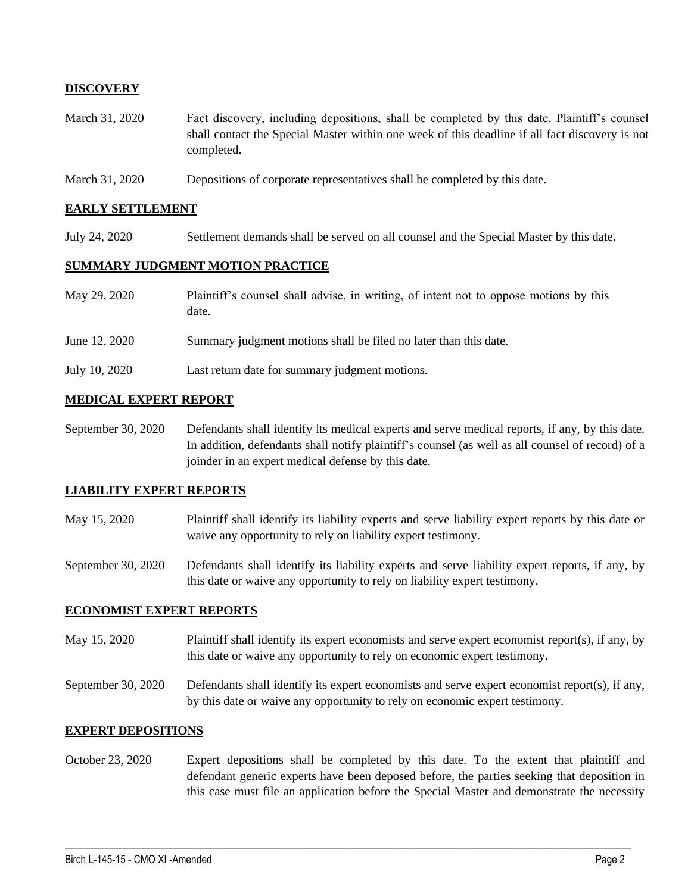## DISCOVERY

| | |
|---|---|
| March 31, 2020 | Fact discovery, including depositions, shall be completed by this date. Plaintiff's counsel shall contact the Special Master within one week of this deadline if all fact discovery is not completed. |
| March 31, 2020 | Depositions of corporate representatives shall be completed by this date. |

## EARLY SETTLEMENT

| | |
|---|---|
| July 24, 2020 | Settlement demands shall be served on all counsel and the Special Master by this date. |

## SUMMARY JUDGMENT MOTION PRACTICE

| | |
|---|---|
| May 29, 2020 | Plaintiff's counsel shall advise, in writing, of intent not to oppose motions by this date. |
| June 12, 2020 | Summary judgment motions shall be filed no later than this date. |
| July 10, 2020 | Last return date for summary judgment motions. |

## MEDICAL EXPERT REPORT

| | |
|---|---|
| September 30, 2020 | Defendants shall identify its medical experts and serve medical reports, if any, by this date. In addition, defendants shall notify plaintiff's counsel (as well as all counsel of record) of a joinder in an expert medical defense by this date. |

## LIABILITY EXPERT REPORTS

| | |
|---|---|
| May 15, 2020 | Plaintiff shall identify its liability experts and serve liability expert reports by this date or waive any opportunity to rely on liability expert testimony. |
| September 30, 2020 | Defendants shall identify its liability experts and serve liability expert reports, if any, by this date or waive any opportunity to rely on liability expert testimony. |

## ECONOMIST EXPERT REPORTS

| | |
|---|---|
| May 15, 2020 | Plaintiff shall identify its expert economists and serve expert economist report(s), if any, by this date or waive any opportunity to rely on economic expert testimony. |
| September 30, 2020 | Defendants shall identify its expert economists and serve expert economist report(s), if any, by this date or waive any opportunity to rely on economic expert testimony. |

## EXPERT DEPOSITIONS

| | |
|---|---|
| October 23, 2020 | Expert depositions shall be completed by this date. To the extent that plaintiff and defendant generic experts have been deposed before, the parties seeking that deposition in this case must file an application before the Special Master and demonstrate the necessity |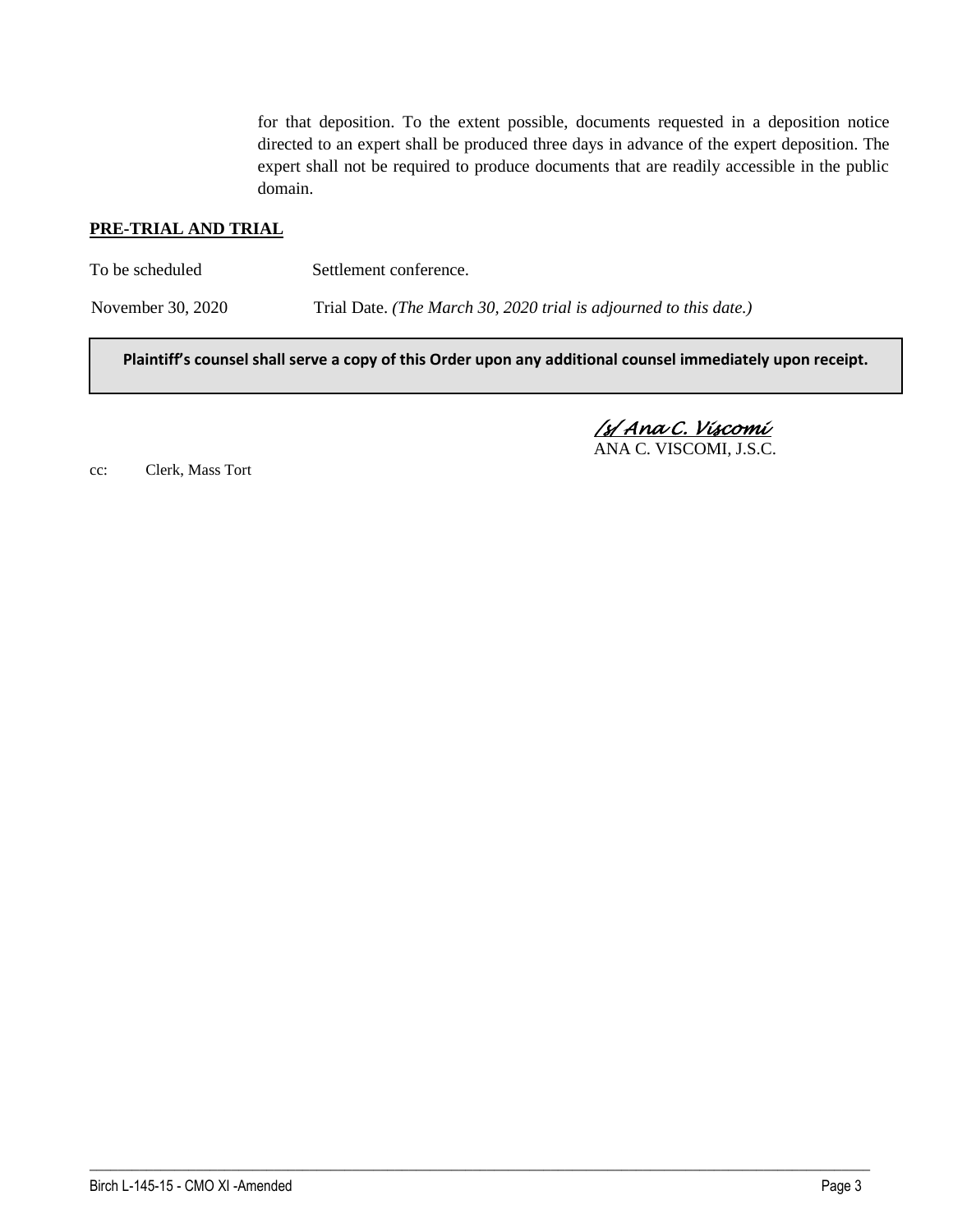for that deposition. To the extent possible, documents requested in a deposition notice directed to an expert shall be produced three days in advance of the expert deposition. The expert shall not be required to produce documents that are readily accessible in the public domain.

**PRE-TRIAL AND TRIAL**

| | |
|---|---|
| To be scheduled | Settlement conference. |
| November 30, 2020 | Trial Date. *(The March 30, 2020 trial is adjourned to this date.)* |

**Plaintiff's counsel shall serve a copy of this Order upon any additional counsel immediately upon receipt.**

/s/ Ana C. Viscomi
ANA C. VISCOMI, J.S.C.

cc: Clerk, Mass Tort